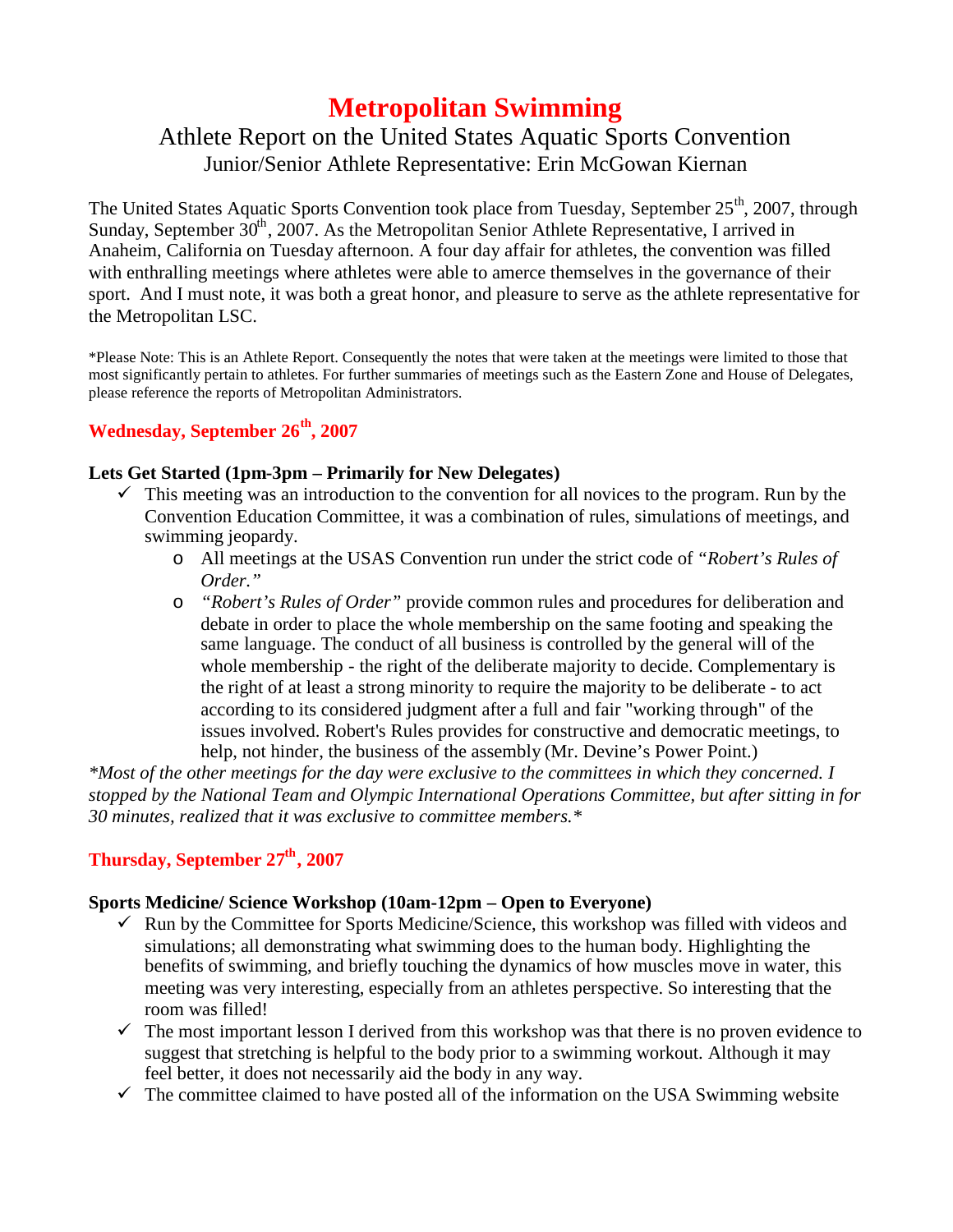# Metropolitan Swimming

## Athlete Report on the United States Aquatic Sports Convention

### Junior/Senior Athlete Representative: Erin McGowan Kiernan

The United States Aquatic Sports Convention took place from Tuesday, September 25th, 2007, through Sunday, September 30th, 2007. As the Metropolitan Senior Athlete Representative, I arrived in Anaheim, California on Tuesday afternoon. A four day affair for athletes, the convention was filled with enthralling meetings where athletes were able to amerce themselves in the governance of their sport. And I must note, it was both a great honor, and pleasure to serve as the athlete representative for the Metropolitan LSC.

*Please Note: This is an Athlete Report. Consequently the notes that were taken at the meetings were limited to those that most significantly pertain to athletes. For further summaries of meetings such as the Eastern Zone and House of Delegates, please reference the reports of Metropolitan Administrators.

## Wednesday, September 26th, 2007

**Lets Get Started (1pm-3pm – Primarily for New Delegates)**

- ✓ This meeting was an introduction to the convention for all novices to the program. Run by the Convention Education Committee, it was a combination of rules, simulations of meetings, and swimming jeopardy.
  - All meetings at the USAS Convention run under the strict code of *"Robert's Rules of Order."*
  - *"Robert's Rules of Order"* provide common rules and procedures for deliberation and debate in order to place the whole membership on the same footing and speaking the same language. The conduct of all business is controlled by the general will of the whole membership - the right of the deliberate majority to decide. Complementary is the right of at least a strong minority to require the majority to be deliberate - to act according to its considered judgment after a full and fair "working through" of the issues involved. Robert's Rules provides for constructive and democratic meetings, to help, not hinder, the business of the assembly (Mr. Devine's Power Point.)

*\*Most of the other meetings for the day were exclusive to the committees in which they concerned. I stopped by the National Team and Olympic International Operations Committee, but after sitting in for 30 minutes, realized that it was exclusive to committee members.\**

## Thursday, September 27th, 2007

**Sports Medicine/ Science Workshop (10am-12pm – Open to Everyone)**

- ✓ Run by the Committee for Sports Medicine/Science, this workshop was filled with videos and simulations; all demonstrating what swimming does to the human body. Highlighting the benefits of swimming, and briefly touching the dynamics of how muscles move in water, this meeting was very interesting, especially from an athletes perspective. So interesting that the room was filled!
- ✓ The most important lesson I derived from this workshop was that there is no proven evidence to suggest that stretching is helpful to the body prior to a swimming workout. Although it may feel better, it does not necessarily aid the body in any way.
- ✓ The committee claimed to have posted all of the information on the USA Swimming website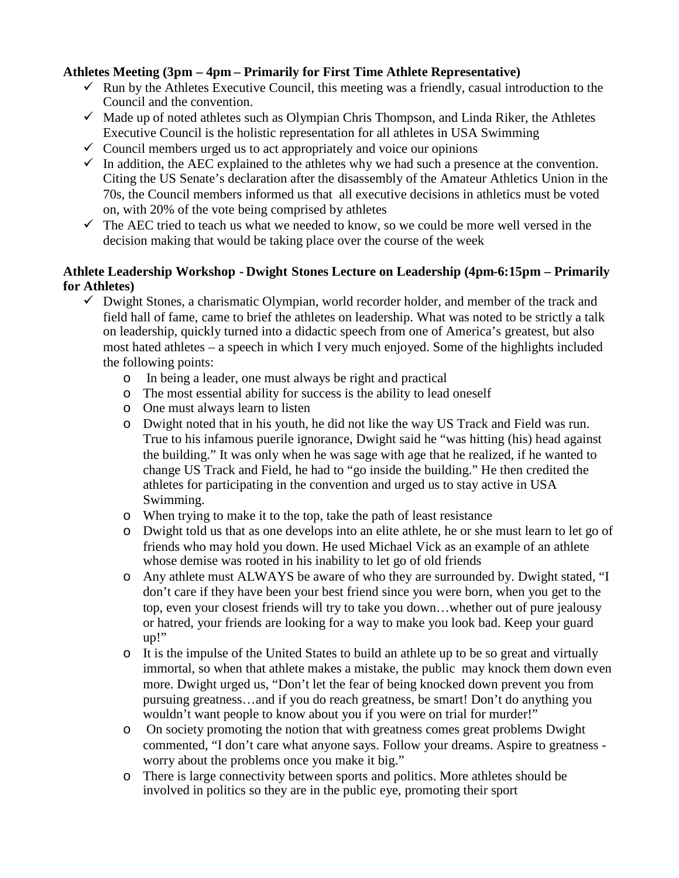**Athletes Meeting (3pm – 4pm – Primarily for First Time Athlete Representative)**

- ✓ Run by the Athletes Executive Council, this meeting was a friendly, casual introduction to the Council and the convention.
- ✓ Made up of noted athletes such as Olympian Chris Thompson, and Linda Riker, the Athletes Executive Council is the holistic representation for all athletes in USA Swimming
- ✓ Council members urged us to act appropriately and voice our opinions
- ✓ In addition, the AEC explained to the athletes why we had such a presence at the convention. Citing the US Senate's declaration after the disassembly of the Amateur Athletics Union in the 70s, the Council members informed us that all executive decisions in athletics must be voted on, with 20% of the vote being comprised by athletes
- ✓ The AEC tried to teach us what we needed to know, so we could be more well versed in the decision making that would be taking place over the course of the week

**Athlete Leadership Workshop - Dwight Stones Lecture on Leadership (4pm-6:15pm – Primarily for Athletes)**

- ✓ Dwight Stones, a charismatic Olympian, world recorder holder, and member of the track and field hall of fame, came to brief the athletes on leadership. What was noted to be strictly a talk on leadership, quickly turned into a didactic speech from one of America's greatest, but also most hated athletes – a speech in which I very much enjoyed. Some of the highlights included the following points:
  - In being a leader, one must always be right and practical
  - The most essential ability for success is the ability to lead oneself
  - One must always learn to listen
  - Dwight noted that in his youth, he did not like the way US Track and Field was run. True to his infamous puerile ignorance, Dwight said he "was hitting (his) head against the building." It was only when he was sage with age that he realized, if he wanted to change US Track and Field, he had to "go inside the building." He then credited the athletes for participating in the convention and urged us to stay active in USA Swimming.
  - When trying to make it to the top, take the path of least resistance
  - Dwight told us that as one develops into an elite athlete, he or she must learn to let go of friends who may hold you down. He used Michael Vick as an example of an athlete whose demise was rooted in his inability to let go of old friends
  - Any athlete must ALWAYS be aware of who they are surrounded by. Dwight stated, "I don't care if they have been your best friend since you were born, when you get to the top, even your closest friends will try to take you down…whether out of pure jealousy or hatred, your friends are looking for a way to make you look bad. Keep your guard up!"
  - It is the impulse of the United States to build an athlete up to be so great and virtually immortal, so when that athlete makes a mistake, the public may knock them down even more. Dwight urged us, "Don't let the fear of being knocked down prevent you from pursuing greatness…and if you do reach greatness, be smart! Don't do anything you wouldn't want people to know about you if you were on trial for murder!"
  - On society promoting the notion that with greatness comes great problems Dwight commented, "I don't care what anyone says. Follow your dreams. Aspire to greatness - worry about the problems once you make it big."
  - There is large connectivity between sports and politics. More athletes should be involved in politics so they are in the public eye, promoting their sport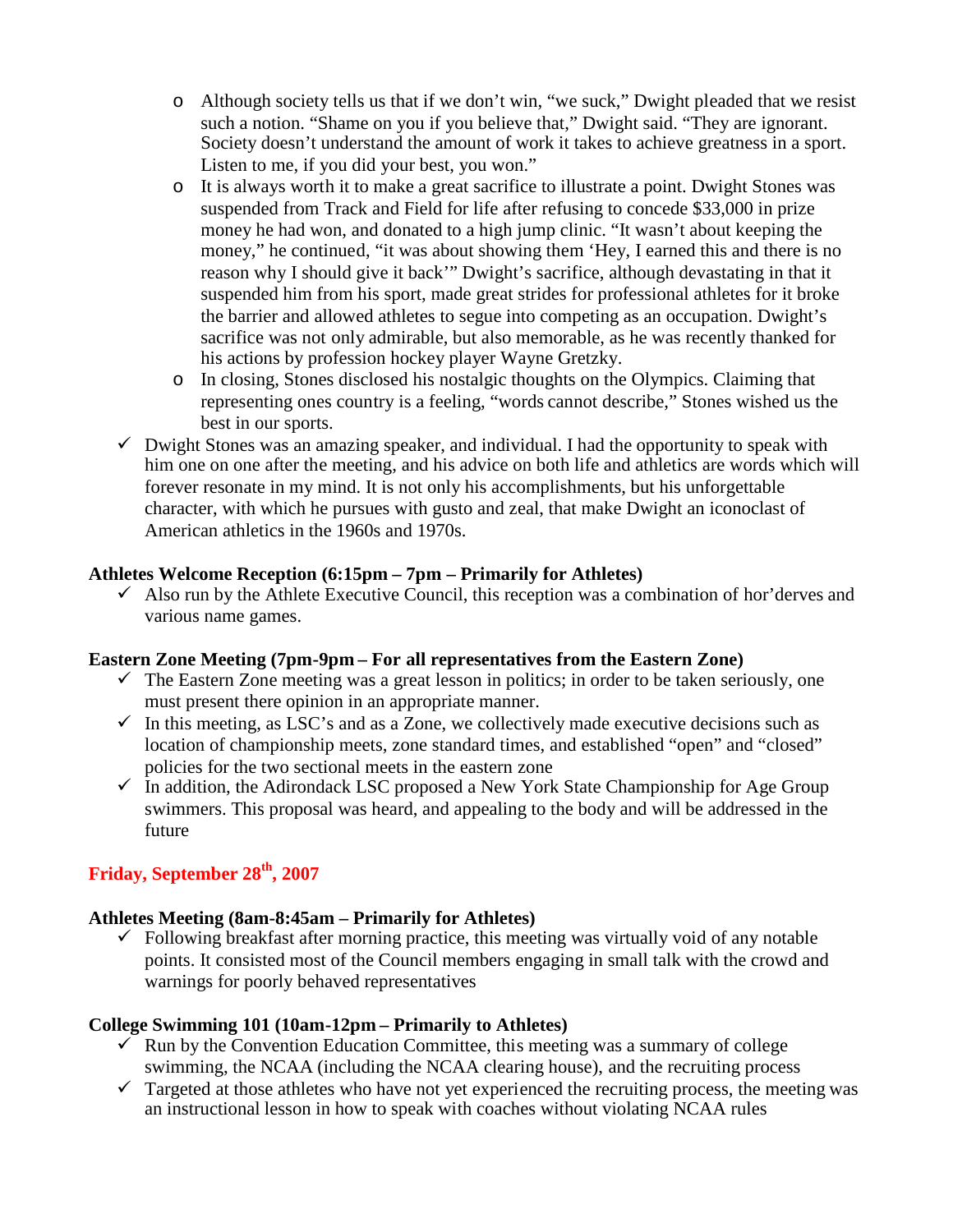- Although society tells us that if we don't win, "we suck," Dwight pleaded that we resist such a notion. "Shame on you if you believe that," Dwight said. "They are ignorant. Society doesn't understand the amount of work it takes to achieve greatness in a sport. Listen to me, if you did your best, you won."
  - It is always worth it to make a great sacrifice to illustrate a point. Dwight Stones was suspended from Track and Field for life after refusing to concede $33,000 in prize money he had won, and donated to a high jump clinic. "It wasn't about keeping the money," he continued, "it was about showing them 'Hey, I earned this and there is no reason why I should give it back'" Dwight's sacrifice, although devastating in that it suspended him from his sport, made great strides for professional athletes for it broke the barrier and allowed athletes to segue into competing as an occupation. Dwight's sacrifice was not only admirable, but also memorable, as he was recently thanked for his actions by profession hockey player Wayne Gretzky.
  - In closing, Stones disclosed his nostalgic thoughts on the Olympics. Claiming that representing ones country is a feeling, "words cannot describe," Stones wished us the best in our sports.
- ✓ Dwight Stones was an amazing speaker, and individual. I had the opportunity to speak with him one on one after the meeting, and his advice on both life and athletics are words which will forever resonate in my mind. It is not only his accomplishments, but his unforgettable character, with which he pursues with gusto and zeal, that make Dwight an iconoclast of American athletics in the 1960s and 1970s.

**Athletes Welcome Reception (6:15pm – 7pm – Primarily for Athletes)**

- ✓ Also run by the Athlete Executive Council, this reception was a combination of hor'derves and various name games.

**Eastern Zone Meeting (7pm-9pm – For all representatives from the Eastern Zone)**

- ✓ The Eastern Zone meeting was a great lesson in politics; in order to be taken seriously, one must present there opinion in an appropriate manner.
- ✓ In this meeting, as LSC's and as a Zone, we collectively made executive decisions such as location of championship meets, zone standard times, and established "open" and "closed" policies for the two sectional meets in the eastern zone
- ✓ In addition, the Adirondack LSC proposed a New York State Championship for Age Group swimmers. This proposal was heard, and appealing to the body and will be addressed in the future

## Friday, September 28th, 2007

**Athletes Meeting (8am-8:45am – Primarily for Athletes)**

- ✓ Following breakfast after morning practice, this meeting was virtually void of any notable points. It consisted most of the Council members engaging in small talk with the crowd and warnings for poorly behaved representatives

**College Swimming 101 (10am-12pm – Primarily to Athletes)**

- ✓ Run by the Convention Education Committee, this meeting was a summary of college swimming, the NCAA (including the NCAA clearing house), and the recruiting process
- ✓ Targeted at those athletes who have not yet experienced the recruiting process, the meeting was an instructional lesson in how to speak with coaches without violating NCAA rules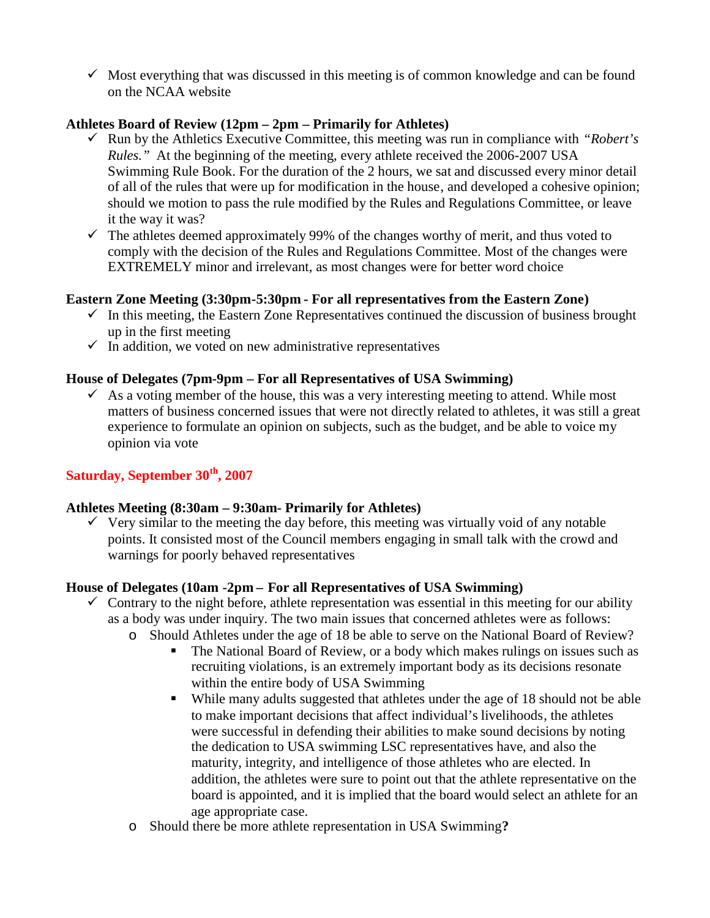- ✓ Most everything that was discussed in this meeting is of common knowledge and can be found on the NCAA website

**Athletes Board of Review (12pm – 2pm – Primarily for Athletes)**

- ✓ Run by the Athletics Executive Committee, this meeting was run in compliance with *"Robert's Rules."* At the beginning of the meeting, every athlete received the 2006-2007 USA Swimming Rule Book. For the duration of the 2 hours, we sat and discussed every minor detail of all of the rules that were up for modification in the house, and developed a cohesive opinion; should we motion to pass the rule modified by the Rules and Regulations Committee, or leave it the way it was?
- ✓ The athletes deemed approximately 99% of the changes worthy of merit, and thus voted to comply with the decision of the Rules and Regulations Committee. Most of the changes were EXTREMELY minor and irrelevant, as most changes were for better word choice

**Eastern Zone Meeting (3:30pm-5:30pm - For all representatives from the Eastern Zone)**

- ✓ In this meeting, the Eastern Zone Representatives continued the discussion of business brought up in the first meeting
- ✓ In addition, we voted on new administrative representatives

**House of Delegates (7pm-9pm – For all Representatives of USA Swimming)**

- ✓ As a voting member of the house, this was a very interesting meeting to attend. While most matters of business concerned issues that were not directly related to athletes, it was still a great experience to formulate an opinion on subjects, such as the budget, and be able to voice my opinion via vote

## Saturday, September 30th, 2007

**Athletes Meeting (8:30am – 9:30am- Primarily for Athletes)**

- ✓ Very similar to the meeting the day before, this meeting was virtually void of any notable points. It consisted most of the Council members engaging in small talk with the crowd and warnings for poorly behaved representatives

**House of Delegates (10am -2pm – For all Representatives of USA Swimming)**

- ✓ Contrary to the night before, athlete representation was essential in this meeting for our ability as a body was under inquiry. The two main issues that concerned athletes were as follows:
  - Should Athletes under the age of 18 be able to serve on the National Board of Review?
    - The National Board of Review, or a body which makes rulings on issues such as recruiting violations, is an extremely important body as its decisions resonate within the entire body of USA Swimming
    - While many adults suggested that athletes under the age of 18 should not be able to make important decisions that affect individual's livelihoods, the athletes were successful in defending their abilities to make sound decisions by noting the dedication to USA swimming LSC representatives have, and also the maturity, integrity, and intelligence of those athletes who are elected. In addition, the athletes were sure to point out that the athlete representative on the board is appointed, and it is implied that the board would select an athlete for an age appropriate case.
  - Should there be more athlete representation in USA Swimming**?**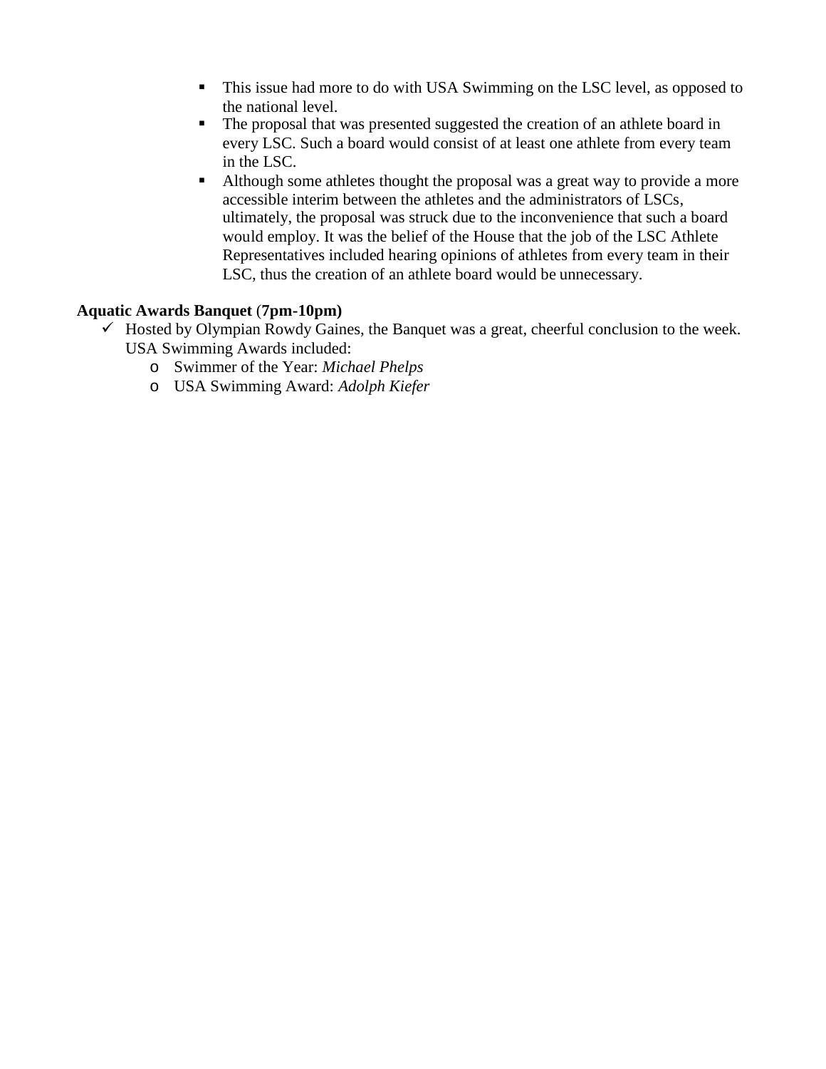- This issue had more to do with USA Swimming on the LSC level, as opposed to the national level.
- The proposal that was presented suggested the creation of an athlete board in every LSC. Such a board would consist of at least one athlete from every team in the LSC.
- Although some athletes thought the proposal was a great way to provide a more accessible interim between the athletes and the administrators of LSCs, ultimately, the proposal was struck due to the inconvenience that such a board would employ. It was the belief of the House that the job of the LSC Athlete Representatives included hearing opinions of athletes from every team in their LSC, thus the creation of an athlete board would be unnecessary.

**Aquatic Awards Banquet (7pm-10pm)**

- ✓ Hosted by Olympian Rowdy Gaines, the Banquet was a great, cheerful conclusion to the week. USA Swimming Awards included:
  - Swimmer of the Year: *Michael Phelps*
  - USA Swimming Award: *Adolph Kiefer*